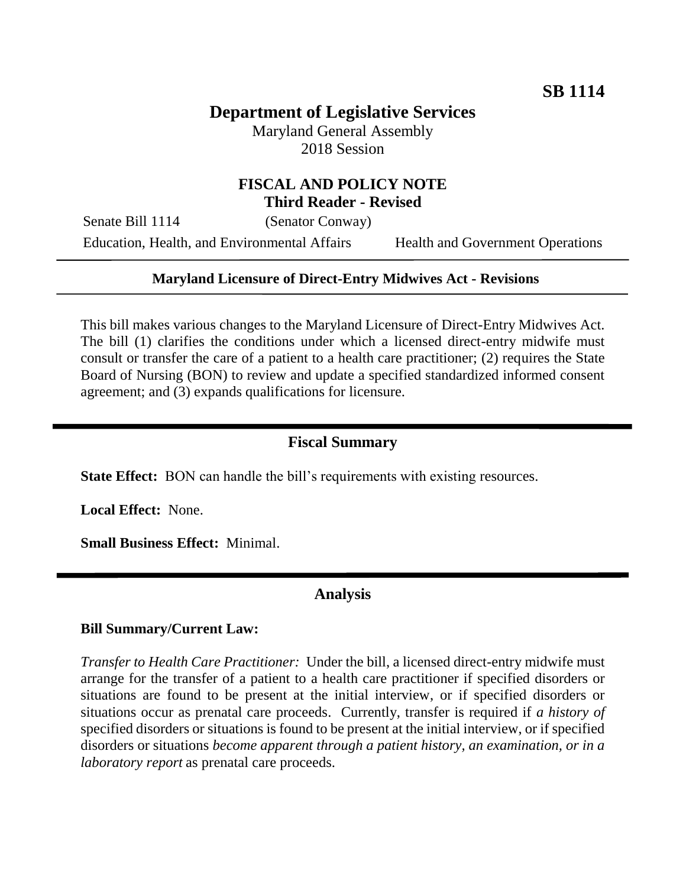**SB 1114**

# Department of Legislative Services

Maryland General Assembly
2018 Session

## FISCAL AND POLICY NOTE
**Third Reader - Revised**

Senate Bill 1114 (Senator Conway)

Education, Health, and Environmental Affairs — Health and Government Operations

---

**Maryland Licensure of Direct-Entry Midwives Act - Revisions**

---

This bill makes various changes to the Maryland Licensure of Direct-Entry Midwives Act. The bill (1) clarifies the conditions under which a licensed direct-entry midwife must consult or transfer the care of a patient to a health care practitioner; (2) requires the State Board of Nursing (BON) to review and update a specified standardized informed consent agreement; and (3) expands qualifications for licensure.

## Fiscal Summary

**State Effect:** BON can handle the bill's requirements with existing resources.

**Local Effect:** None.

**Small Business Effect:** Minimal.

## Analysis

**Bill Summary/Current Law:**

*Transfer to Health Care Practitioner:* Under the bill, a licensed direct-entry midwife must arrange for the transfer of a patient to a health care practitioner if specified disorders or situations are found to be present at the initial interview, or if specified disorders or situations occur as prenatal care proceeds. Currently, transfer is required if *a history of* specified disorders or situations is found to be present at the initial interview, or if specified disorders or situations *become apparent through a patient history, an examination, or in a laboratory report* as prenatal care proceeds.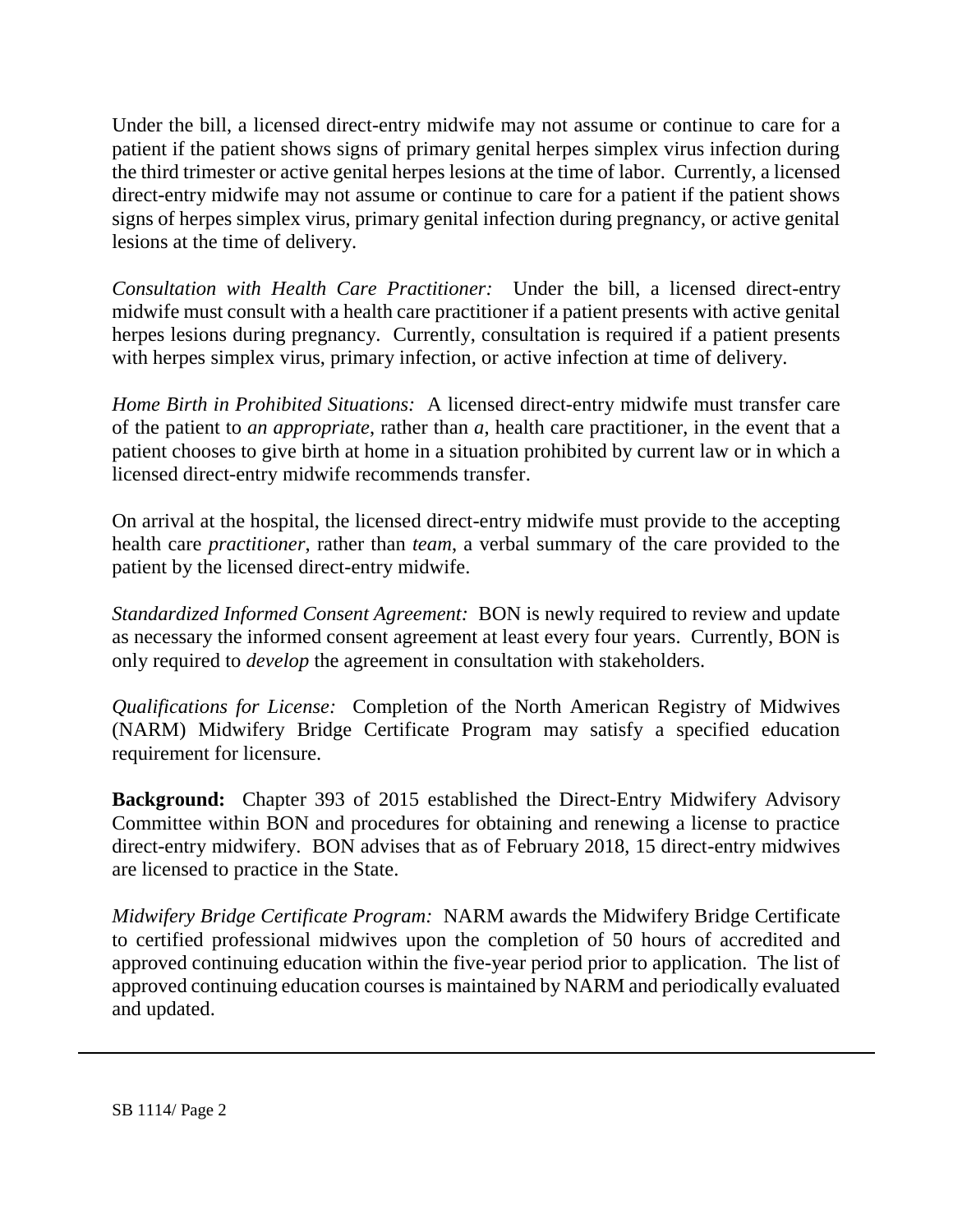Under the bill, a licensed direct-entry midwife may not assume or continue to care for a patient if the patient shows signs of primary genital herpes simplex virus infection during the third trimester or active genital herpes lesions at the time of labor. Currently, a licensed direct-entry midwife may not assume or continue to care for a patient if the patient shows signs of herpes simplex virus, primary genital infection during pregnancy, or active genital lesions at the time of delivery.

*Consultation with Health Care Practitioner:* Under the bill, a licensed direct-entry midwife must consult with a health care practitioner if a patient presents with active genital herpes lesions during pregnancy. Currently, consultation is required if a patient presents with herpes simplex virus, primary infection, or active infection at time of delivery.

*Home Birth in Prohibited Situations:* A licensed direct-entry midwife must transfer care of the patient to *an appropriate*, rather than *a*, health care practitioner, in the event that a patient chooses to give birth at home in a situation prohibited by current law or in which a licensed direct-entry midwife recommends transfer.

On arrival at the hospital, the licensed direct-entry midwife must provide to the accepting health care *practitioner*, rather than *team*, a verbal summary of the care provided to the patient by the licensed direct-entry midwife.

*Standardized Informed Consent Agreement:* BON is newly required to review and update as necessary the informed consent agreement at least every four years. Currently, BON is only required to *develop* the agreement in consultation with stakeholders.

*Qualifications for License:* Completion of the North American Registry of Midwives (NARM) Midwifery Bridge Certificate Program may satisfy a specified education requirement for licensure.

**Background:** Chapter 393 of 2015 established the Direct-Entry Midwifery Advisory Committee within BON and procedures for obtaining and renewing a license to practice direct-entry midwifery. BON advises that as of February 2018, 15 direct-entry midwives are licensed to practice in the State.

*Midwifery Bridge Certificate Program:* NARM awards the Midwifery Bridge Certificate to certified professional midwives upon the completion of 50 hours of accredited and approved continuing education within the five-year period prior to application. The list of approved continuing education courses is maintained by NARM and periodically evaluated and updated.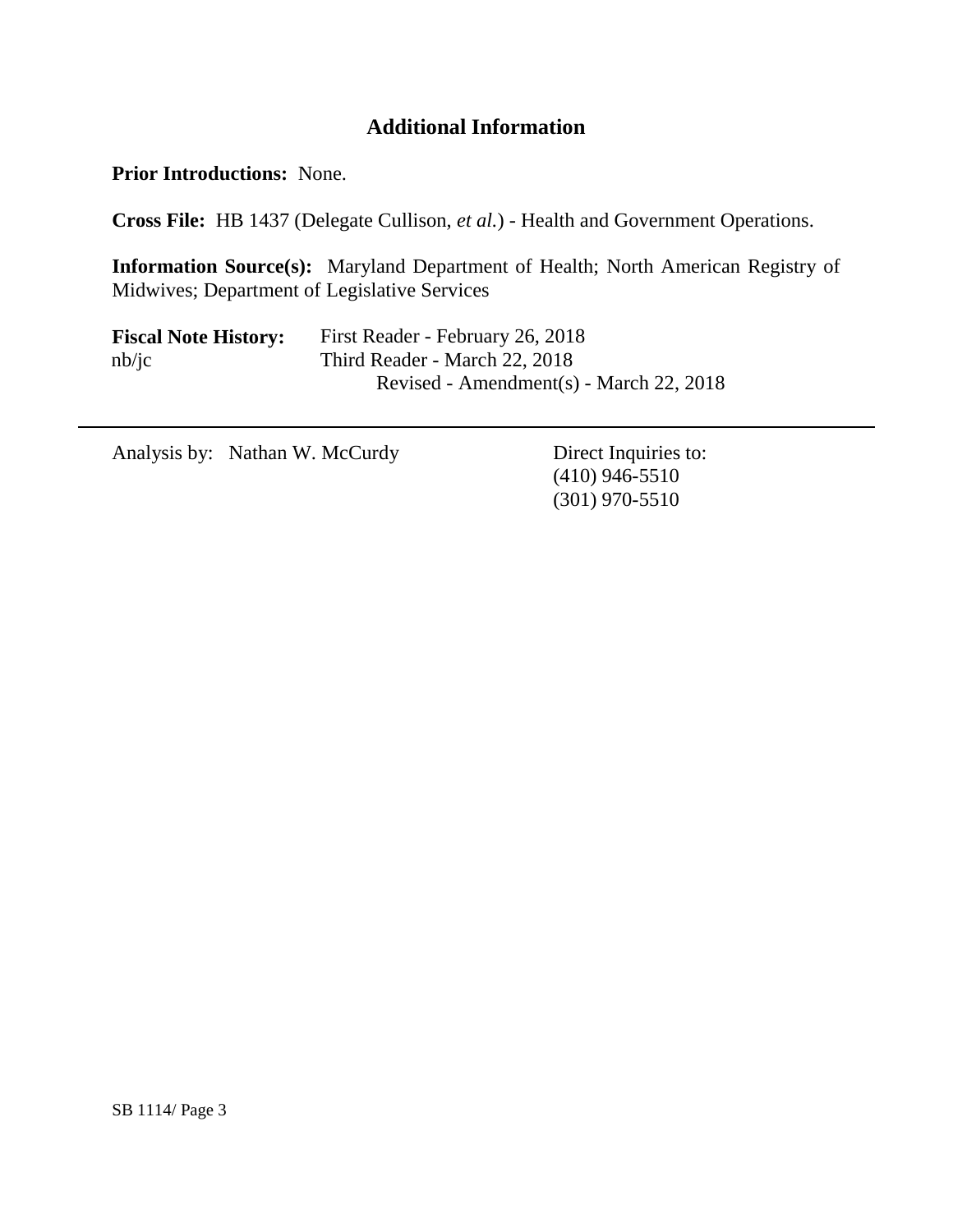## Additional Information

**Prior Introductions:** None.

**Cross File:** HB 1437 (Delegate Cullison, *et al.*) - Health and Government Operations.

**Information Source(s):** Maryland Department of Health; North American Registry of Midwives; Department of Legislative Services

**Fiscal Note History:** First Reader - February 26, 2018
nb/jc Third Reader - March 22, 2018
Revised - Amendment(s) - March 22, 2018

---

Analysis by: Nathan W. McCurdy

Direct Inquiries to:
(410) 946-5510
(301) 970-5510